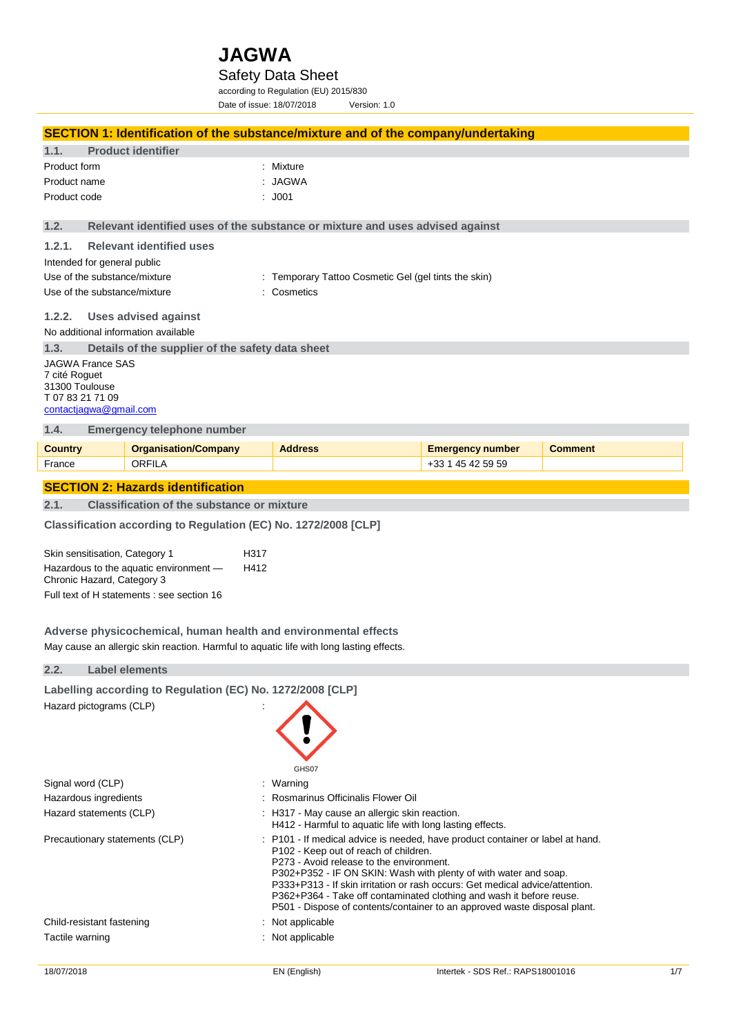# JAGWA

## Safety Data Sheet

according to Regulation (EU) 2015/830

Date of issue: 18/07/2018 Version: 1.0

## SECTION 1: Identification of the substance/mixture and of the company/undertaking

### 1.1. Product identifier

Product form : Mixture

Product name : JAGWA

Product code : J001

### 1.2. Relevant identified uses of the substance or mixture and uses advised against

#### 1.2.1. Relevant identified uses

Intended for general public

Use of the substance/mixture : Temporary Tattoo Cosmetic Gel (gel tints the skin)

Use of the substance/mixture : Cosmetics

#### 1.2.2. Uses advised against

No additional information available

### 1.3. Details of the supplier of the safety data sheet

JAGWA France SAS
7 cité Roguet
31300 Toulouse
T 07 83 21 71 09
contactjagwa@gmail.com

### 1.4. Emergency telephone number

| Country | Organisation/Company | Address | Emergency number | Comment |
|---|---|---|---|---|
| France | ORFILA | | +33 1 45 42 59 59 | |

## SECTION 2: Hazards identification

### 2.1. Classification of the substance or mixture

**Classification according to Regulation (EC) No. 1272/2008 [CLP]**

| | |
|---|---|
| Skin sensitisation, Category 1 | H317 |
| Hazardous to the aquatic environment — Chronic Hazard, Category 3 | H412 |

Full text of H statements : see section 16

**Adverse physicochemical, human health and environmental effects**

May cause an allergic skin reaction. Harmful to aquatic life with long lasting effects.

### 2.2. Label elements

**Labelling according to Regulation (EC) No. 1272/2008 [CLP]**

Hazard pictograms (CLP) :

GHS07

Signal word (CLP) : Warning

Hazardous ingredients : Rosmarinus Officinalis Flower Oil

Hazard statements (CLP) : H317 - May cause an allergic skin reaction.
H412 - Harmful to aquatic life with long lasting effects.

Precautionary statements (CLP) : P101 - If medical advice is needed, have product container or label at hand.
P102 - Keep out of reach of children.
P273 - Avoid release to the environment.
P302+P352 - IF ON SKIN: Wash with plenty of with water and soap.
P333+P313 - If skin irritation or rash occurs: Get medical advice/attention.
P362+P364 - Take off contaminated clothing and wash it before reuse.
P501 - Dispose of contents/container to an approved waste disposal plant.

Child-resistant fastening : Not applicable

Tactile warning : Not applicable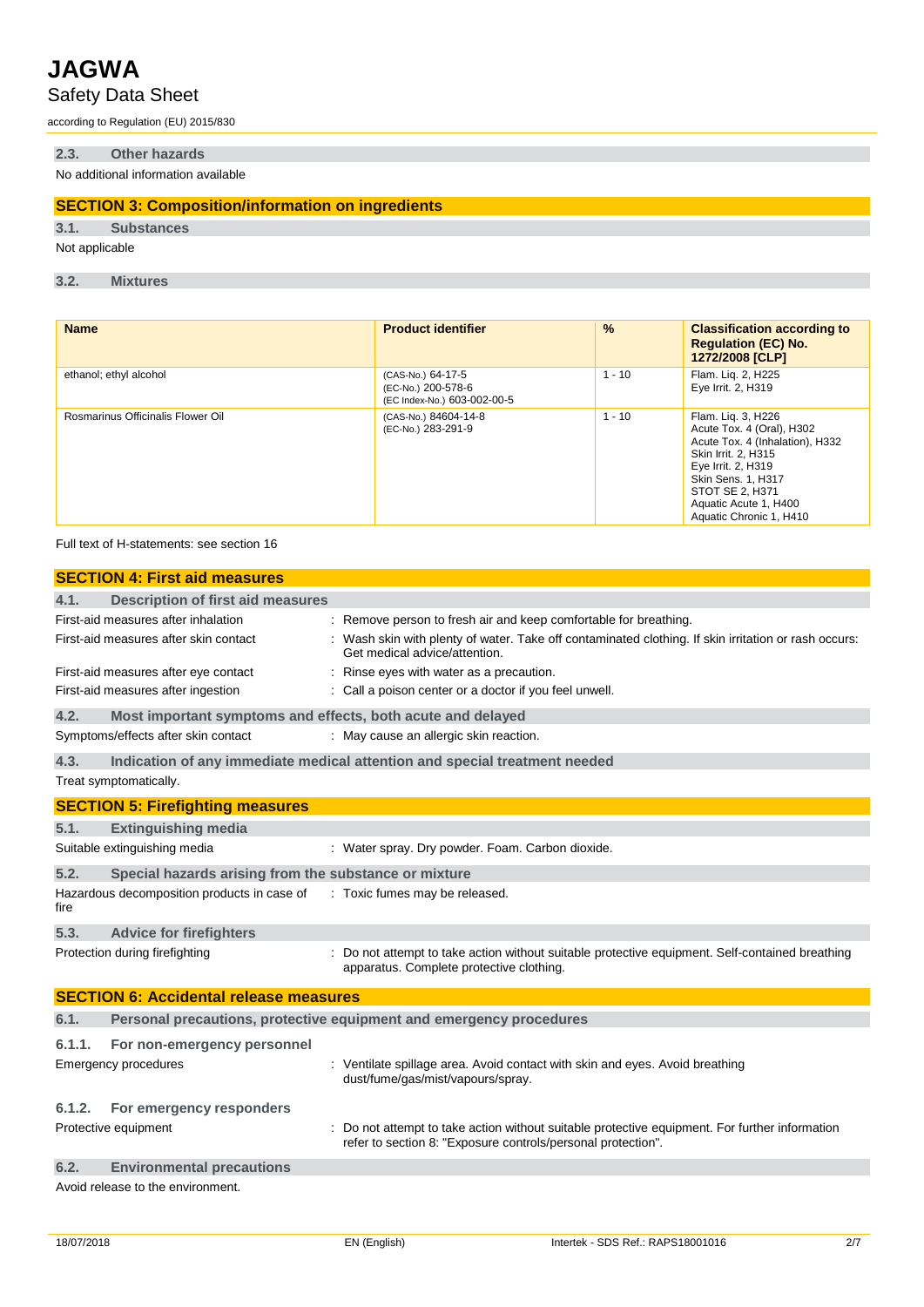### 2.3. Other hazards

No additional information available

## SECTION 3: Composition/information on ingredients

### 3.1. Substances

Not applicable

### 3.2. Mixtures

| Name | Product identifier | % | Classification according to Regulation (EC) No. 1272/2008 [CLP] |
|---|---|---|---|
| ethanol; ethyl alcohol | (CAS-No.) 64-17-5<br>(EC-No.) 200-578-6<br>(EC Index-No.) 603-002-00-5 | 1 - 10 | Flam. Liq. 2, H225<br>Eye Irrit. 2, H319 |
| Rosmarinus Officinalis Flower Oil | (CAS-No.) 84604-14-8<br>(EC-No.) 283-291-9 | 1 - 10 | Flam. Liq. 3, H226<br>Acute Tox. 4 (Oral), H302<br>Acute Tox. 4 (Inhalation), H332<br>Skin Irrit. 2, H315<br>Eye Irrit. 2, H319<br>Skin Sens. 1, H317<br>STOT SE 2, H371<br>Aquatic Acute 1, H400<br>Aquatic Chronic 1, H410 |

Full text of H-statements: see section 16

## SECTION 4: First aid measures

### 4.1. Description of first aid measures

First-aid measures after inhalation : Remove person to fresh air and keep comfortable for breathing.

First-aid measures after skin contact : Wash skin with plenty of water. Take off contaminated clothing. If skin irritation or rash occurs: Get medical advice/attention.

First-aid measures after eye contact : Rinse eyes with water as a precaution.

First-aid measures after ingestion : Call a poison center or a doctor if you feel unwell.

### 4.2. Most important symptoms and effects, both acute and delayed

Symptoms/effects after skin contact : May cause an allergic skin reaction.

### 4.3. Indication of any immediate medical attention and special treatment needed

Treat symptomatically.

## SECTION 5: Firefighting measures

### 5.1. Extinguishing media

Suitable extinguishing media : Water spray. Dry powder. Foam. Carbon dioxide.

### 5.2. Special hazards arising from the substance or mixture

Hazardous decomposition products in case of fire : Toxic fumes may be released.

### 5.3. Advice for firefighters

Protection during firefighting : Do not attempt to take action without suitable protective equipment. Self-contained breathing apparatus. Complete protective clothing.

## SECTION 6: Accidental release measures

### 6.1. Personal precautions, protective equipment and emergency procedures

#### 6.1.1. For non-emergency personnel

Emergency procedures : Ventilate spillage area. Avoid contact with skin and eyes. Avoid breathing dust/fume/gas/mist/vapours/spray.

#### 6.1.2. For emergency responders

Protective equipment : Do not attempt to take action without suitable protective equipment. For further information refer to section 8: "Exposure controls/personal protection".

### 6.2. Environmental precautions

Avoid release to the environment.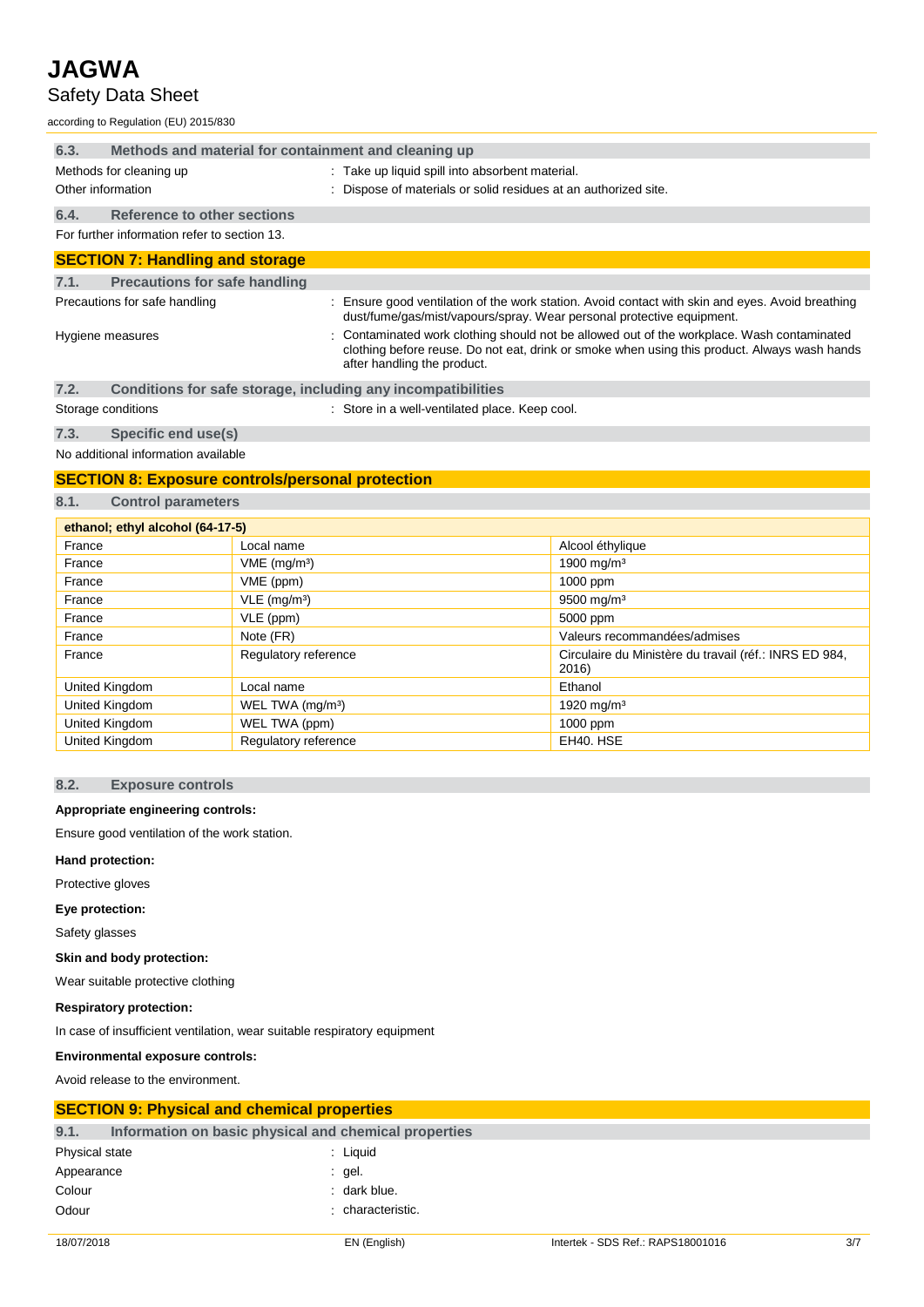### 6.3. Methods and material for containment and cleaning up

Methods for cleaning up : Take up liquid spill into absorbent material.

Other information : Dispose of materials or solid residues at an authorized site.

### 6.4. Reference to other sections

For further information refer to section 13.

## SECTION 7: Handling and storage

### 7.1. Precautions for safe handling

Precautions for safe handling : Ensure good ventilation of the work station. Avoid contact with skin and eyes. Avoid breathing dust/fume/gas/mist/vapours/spray. Wear personal protective equipment.

Hygiene measures : Contaminated work clothing should not be allowed out of the workplace. Wash contaminated clothing before reuse. Do not eat, drink or smoke when using this product. Always wash hands after handling the product.

### 7.2. Conditions for safe storage, including any incompatibilities

Storage conditions : Store in a well-ventilated place. Keep cool.

### 7.3. Specific end use(s)

No additional information available

## SECTION 8: Exposure controls/personal protection

### 8.1. Control parameters

| ethanol; ethyl alcohol (64-17-5) | | |
|---|---|---|
| France | Local name | Alcool éthylique |
| France | VME (mg/m³) | 1900 mg/m³ |
| France | VME (ppm) | 1000 ppm |
| France | VLE (mg/m³) | 9500 mg/m³ |
| France | VLE (ppm) | 5000 ppm |
| France | Note (FR) | Valeurs recommandées/admises |
| France | Regulatory reference | Circulaire du Ministère du travail (réf.: INRS ED 984, 2016) |
| United Kingdom | Local name | Ethanol |
| United Kingdom | WEL TWA (mg/m³) | 1920 mg/m³ |
| United Kingdom | WEL TWA (ppm) | 1000 ppm |
| United Kingdom | Regulatory reference | EH40. HSE |

### 8.2. Exposure controls

**Appropriate engineering controls:**

Ensure good ventilation of the work station.

**Hand protection:**

Protective gloves

**Eye protection:**

Safety glasses

**Skin and body protection:**

Wear suitable protective clothing

**Respiratory protection:**

In case of insufficient ventilation, wear suitable respiratory equipment

**Environmental exposure controls:**

Avoid release to the environment.

## SECTION 9: Physical and chemical properties

### 9.1. Information on basic physical and chemical properties

Physical state : Liquid

Appearance : gel.

Colour : dark blue.

Odour : characteristic.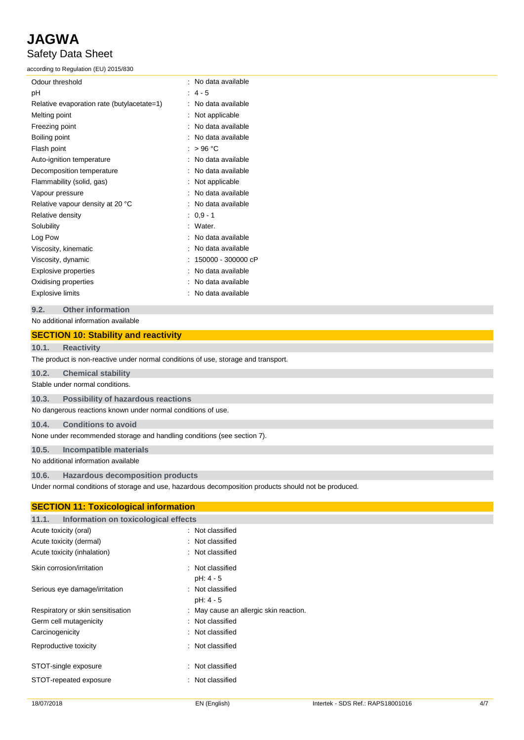| | |
|---|---|
| Odour threshold | : No data available |
| pH | : 4 - 5 |
| Relative evaporation rate (butylacetate=1) | : No data available |
| Melting point | : Not applicable |
| Freezing point | : No data available |
| Boiling point | : No data available |
| Flash point | : > 96 °C |
| Auto-ignition temperature | : No data available |
| Decomposition temperature | : No data available |
| Flammability (solid, gas) | : Not applicable |
| Vapour pressure | : No data available |
| Relative vapour density at 20 °C | : No data available |
| Relative density | : 0,9 - 1 |
| Solubility | : Water. |
| Log Pow | : No data available |
| Viscosity, kinematic | : No data available |
| Viscosity, dynamic | : 150000 - 300000 cP |
| Explosive properties | : No data available |
| Oxidising properties | : No data available |
| Explosive limits | : No data available |

### 9.2. Other information

No additional information available

## SECTION 10: Stability and reactivity

### 10.1. Reactivity

The product is non-reactive under normal conditions of use, storage and transport.

### 10.2. Chemical stability

Stable under normal conditions.

### 10.3. Possibility of hazardous reactions

No dangerous reactions known under normal conditions of use.

### 10.4. Conditions to avoid

None under recommended storage and handling conditions (see section 7).

### 10.5. Incompatible materials

No additional information available

### 10.6. Hazardous decomposition products

Under normal conditions of storage and use, hazardous decomposition products should not be produced.

## SECTION 11: Toxicological information

### 11.1. Information on toxicological effects

| | |
|---|---|
| Acute toxicity (oral) | : Not classified |
| Acute toxicity (dermal) | : Not classified |
| Acute toxicity (inhalation) | : Not classified |
| Skin corrosion/irritation | : Not classified<br>pH: 4 - 5 |
| Serious eye damage/irritation | : Not classified<br>pH: 4 - 5 |
| Respiratory or skin sensitisation | : May cause an allergic skin reaction. |
| Germ cell mutagenicity | : Not classified |
| Carcinogenicity | : Not classified |
| Reproductive toxicity | : Not classified |
| STOT-single exposure | : Not classified |
| STOT-repeated exposure | : Not classified |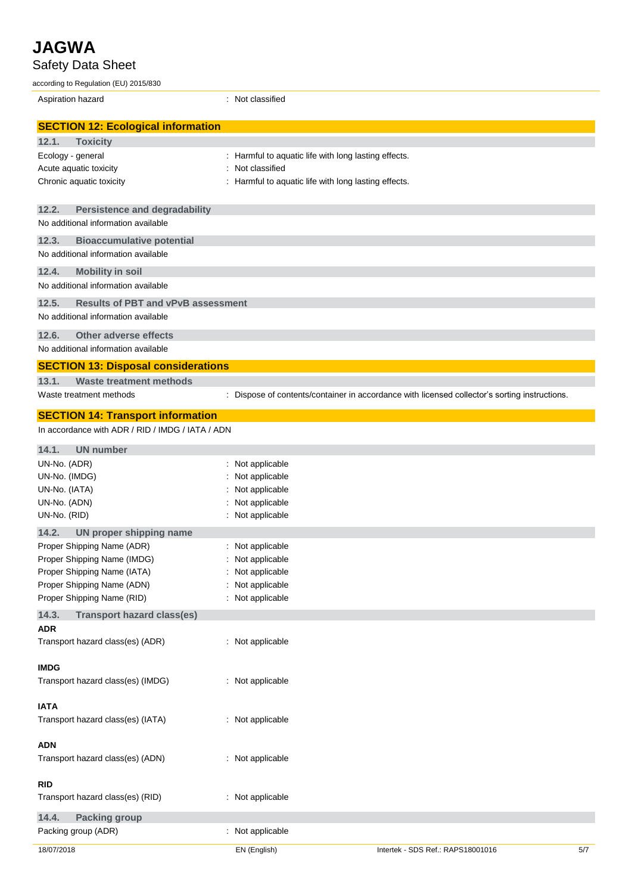| | |
|---|---|
| Aspiration hazard | : Not classified |

## SECTION 12: Ecological information

### 12.1. Toxicity

| | |
|---|---|
| Ecology - general | : Harmful to aquatic life with long lasting effects. |
| Acute aquatic toxicity | : Not classified |
| Chronic aquatic toxicity | : Harmful to aquatic life with long lasting effects. |

### 12.2. Persistence and degradability

No additional information available

### 12.3. Bioaccumulative potential

No additional information available

### 12.4. Mobility in soil

No additional information available

### 12.5. Results of PBT and vPvB assessment

No additional information available

### 12.6. Other adverse effects

No additional information available

## SECTION 13: Disposal considerations

### 13.1. Waste treatment methods

| | |
|---|---|
| Waste treatment methods | : Dispose of contents/container in accordance with licensed collector's sorting instructions. |

## SECTION 14: Transport information

In accordance with ADR / RID / IMDG / IATA / ADN

### 14.1. UN number

| | |
|---|---|
| UN-No. (ADR) | : Not applicable |
| UN-No. (IMDG) | : Not applicable |
| UN-No. (IATA) | : Not applicable |
| UN-No. (ADN) | : Not applicable |
| UN-No. (RID) | : Not applicable |

### 14.2. UN proper shipping name

| | |
|---|---|
| Proper Shipping Name (ADR) | : Not applicable |
| Proper Shipping Name (IMDG) | : Not applicable |
| Proper Shipping Name (IATA) | : Not applicable |
| Proper Shipping Name (ADN) | : Not applicable |
| Proper Shipping Name (RID) | : Not applicable |

### 14.3. Transport hazard class(es)

**ADR**

| | |
|---|---|
| Transport hazard class(es) (ADR) | : Not applicable |

**IMDG**

| | |
|---|---|
| Transport hazard class(es) (IMDG) | : Not applicable |

**IATA**

| | |
|---|---|
| Transport hazard class(es) (IATA) | : Not applicable |

**ADN**

| | |
|---|---|
| Transport hazard class(es) (ADN) | : Not applicable |

**RID**

| | |
|---|---|
| Transport hazard class(es) (RID) | : Not applicable |

### 14.4. Packing group

| | |
|---|---|
| Packing group (ADR) | : Not applicable |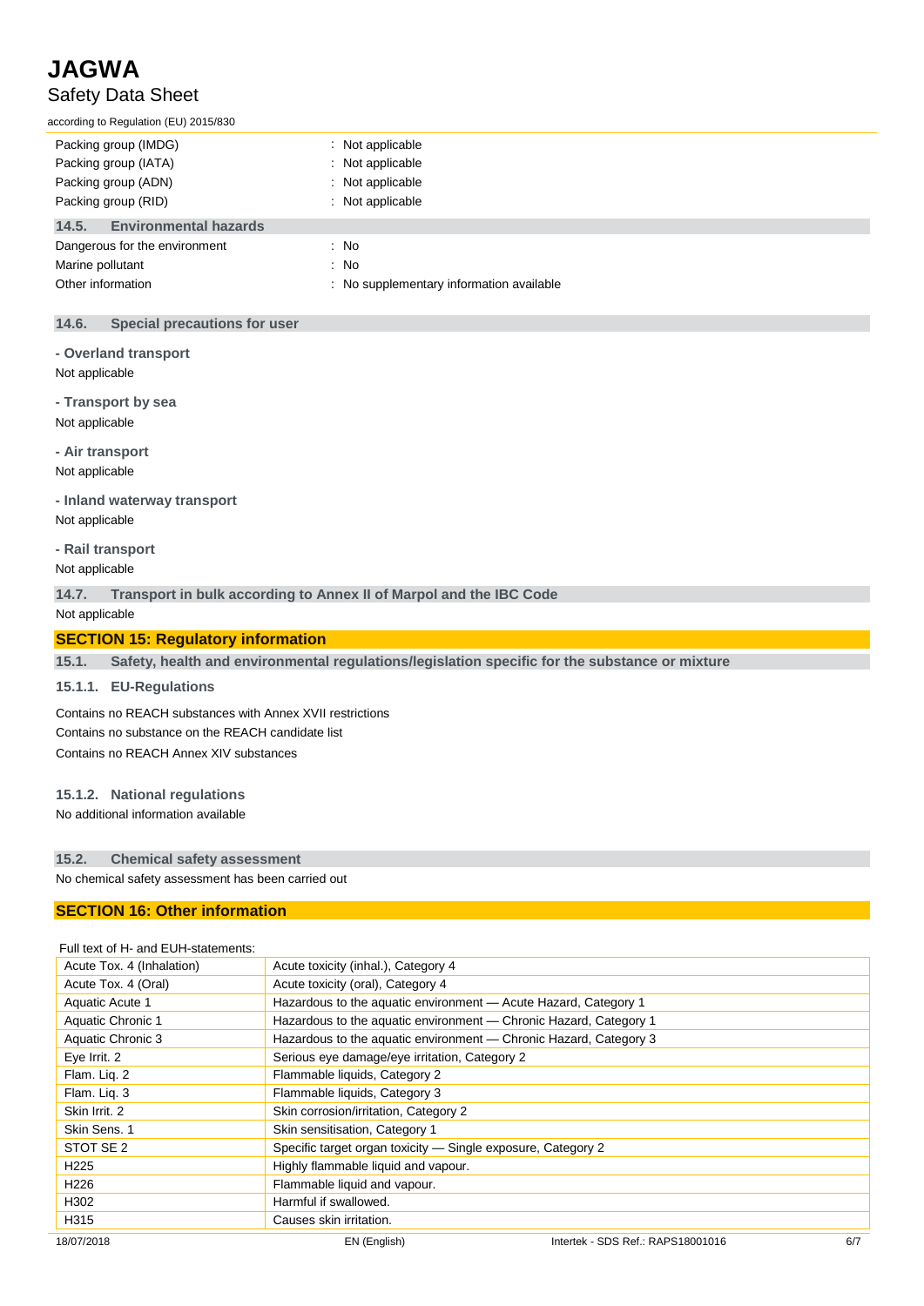| | |
|---|---|
| Packing group (IMDG) | : Not applicable |
| Packing group (IATA) | : Not applicable |
| Packing group (ADN) | : Not applicable |
| Packing group (RID) | : Not applicable |

### 14.5. Environmental hazards

| | |
|---|---|
| Dangerous for the environment | : No |
| Marine pollutant | : No |
| Other information | : No supplementary information available |

### 14.6. Special precautions for user

**- Overland transport**

Not applicable

**- Transport by sea**

Not applicable

**- Air transport**

Not applicable

**- Inland waterway transport**

Not applicable

**- Rail transport**

Not applicable

### 14.7. Transport in bulk according to Annex II of Marpol and the IBC Code

Not applicable

## SECTION 15: Regulatory information

### 15.1. Safety, health and environmental regulations/legislation specific for the substance or mixture

#### 15.1.1. EU-Regulations

Contains no REACH substances with Annex XVII restrictions

Contains no substance on the REACH candidate list

Contains no REACH Annex XIV substances

#### 15.1.2. National regulations

No additional information available

### 15.2. Chemical safety assessment

No chemical safety assessment has been carried out

## SECTION 16: Other information

Full text of H- and EUH-statements:

| | |
|---|---|
| Acute Tox. 4 (Inhalation) | Acute toxicity (inhal.), Category 4 |
| Acute Tox. 4 (Oral) | Acute toxicity (oral), Category 4 |
| Aquatic Acute 1 | Hazardous to the aquatic environment — Acute Hazard, Category 1 |
| Aquatic Chronic 1 | Hazardous to the aquatic environment — Chronic Hazard, Category 1 |
| Aquatic Chronic 3 | Hazardous to the aquatic environment — Chronic Hazard, Category 3 |
| Eye Irrit. 2 | Serious eye damage/eye irritation, Category 2 |
| Flam. Liq. 2 | Flammable liquids, Category 2 |
| Flam. Liq. 3 | Flammable liquids, Category 3 |
| Skin Irrit. 2 | Skin corrosion/irritation, Category 2 |
| Skin Sens. 1 | Skin sensitisation, Category 1 |
| STOT SE 2 | Specific target organ toxicity — Single exposure, Category 2 |
| H225 | Highly flammable liquid and vapour. |
| H226 | Flammable liquid and vapour. |
| H302 | Harmful if swallowed. |
| H315 | Causes skin irritation. |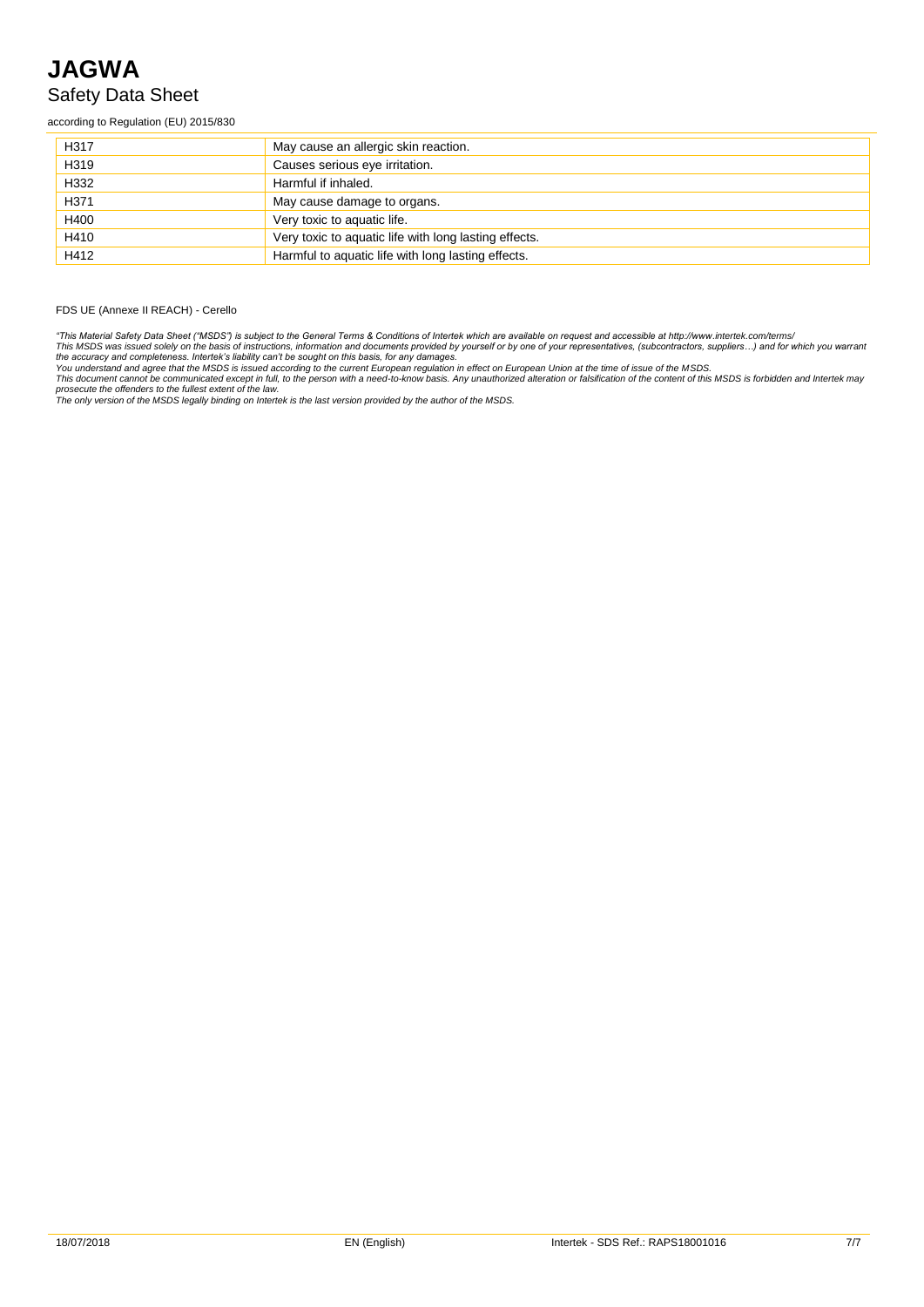| | |
|---|---|
| H317 | May cause an allergic skin reaction. |
| H319 | Causes serious eye irritation. |
| H332 | Harmful if inhaled. |
| H371 | May cause damage to organs. |
| H400 | Very toxic to aquatic life. |
| H410 | Very toxic to aquatic life with long lasting effects. |
| H412 | Harmful to aquatic life with long lasting effects. |

FDS UE (Annexe II REACH) - Cerello

*"This Material Safety Data Sheet ("MSDS") is subject to the General Terms & Conditions of Intertek which are available on request and accessible at http://www.intertek.com/terms/*
*This MSDS was issued solely on the basis of instructions, information and documents provided by yourself or by one of your representatives, (subcontractors, suppliers…) and for which you warrant the accuracy and completeness. Intertek's liability can't be sought on this basis, for any damages.*
*You understand and agree that the MSDS is issued according to the current European regulation in effect on European Union at the time of issue of the MSDS.*
*This document cannot be communicated except in full, to the person with a need-to-know basis. Any unauthorized alteration or falsification of the content of this MSDS is forbidden and Intertek may prosecute the offenders to the fullest extent of the law.*
*The only version of the MSDS legally binding on Intertek is the last version provided by the author of the MSDS.*